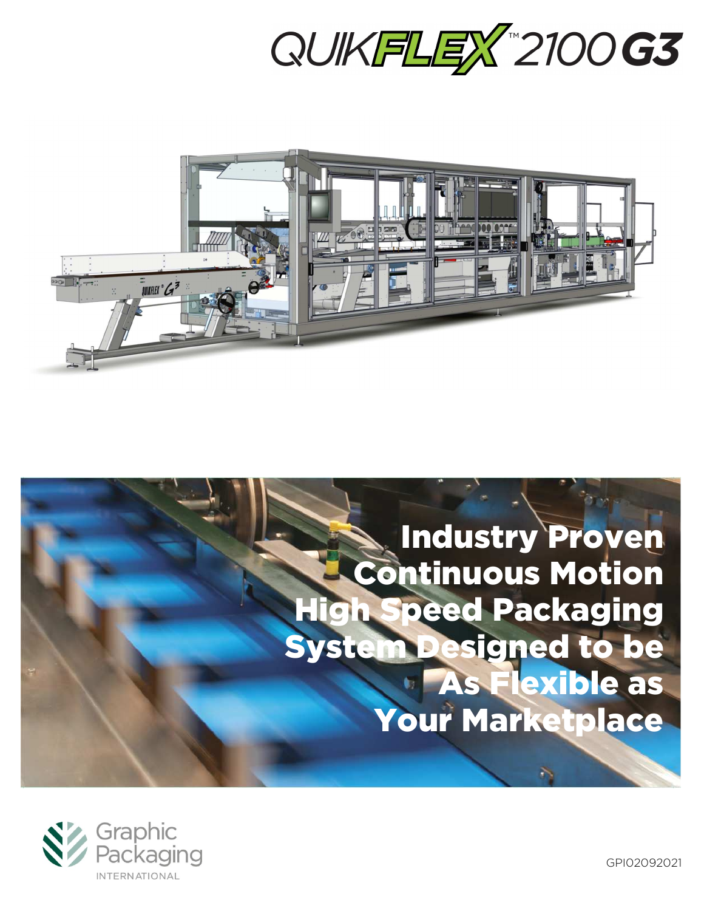# QUIKFLEX™ 2100 G3

## Industry Proven Continuous Motion High Speed Packaging System Designed to be As Flexible as Your Marketplace

Graphic Packaging INTERNATIONAL

GPI02092021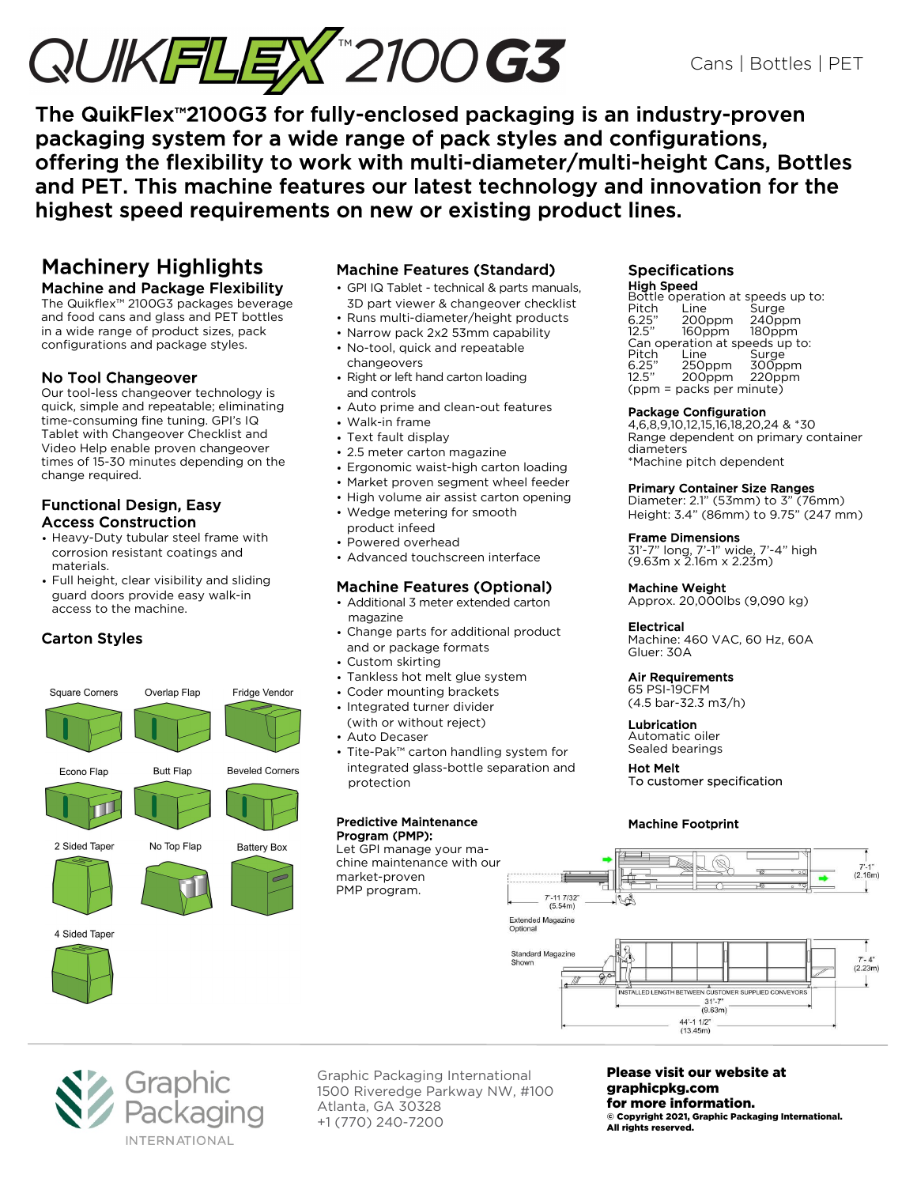# QUIKFLEX™ 2100 G3

Cans | Bottles | PET

**The QuikFlex™2100G3 for fully-enclosed packaging is an industry-proven packaging system for a wide range of pack styles and configurations, offering the flexibility to work with multi-diameter/multi-height Cans, Bottles and PET. This machine features our latest technology and innovation for the highest speed requirements on new or existing product lines.**

## Machinery Highlights

### Machine and Package Flexibility

The Quikflex™ 2100G3 packages beverage and food cans and glass and PET bottles in a wide range of product sizes, pack configurations and package styles.

### No Tool Changeover

Our tool-less changeover technology is quick, simple and repeatable; eliminating time-consuming fine tuning. GPI's IQ Tablet with Changeover Checklist and Video Help enable proven changeover times of 15-30 minutes depending on the change required.

### Functional Design, Easy Access Construction

- Heavy-Duty tubular steel frame with corrosion resistant coatings and materials.
- Full height, clear visibility and sliding guard doors provide easy walk-in access to the machine.

### Carton Styles

Square Corners
Overlap Flap
Fridge Vendor
Econo Flap
Butt Flap
Beveled Corners
2 Sided Taper
No Top Flap
Battery Box
4 Sided Taper

## Machine Features (Standard)

- GPI IQ Tablet - technical & parts manuals, 3D part viewer & changeover checklist
- Runs multi-diameter/height products
- Narrow pack 2x2 53mm capability
- No-tool, quick and repeatable changeovers
- Right or left hand carton loading and controls
- Auto prime and clean-out features
- Walk-in frame
- Text fault display
- 2.5 meter carton magazine
- Ergonomic waist-high carton loading
- Market proven segment wheel feeder
- High volume air assist carton opening
- Wedge metering for smooth product infeed
- Powered overhead
- Advanced touchscreen interface

## Machine Features (Optional)

- Additional 3 meter extended carton magazine
- Change parts for additional product and or package formats
- Custom skirting
- Tankless hot melt glue system
- Coder mounting brackets
- Integrated turner divider (with or without reject)
- Auto Decaser
- Tite-Pak™ carton handling system for integrated glass-bottle separation and protection

### Predictive Maintenance Program (PMP):

Let GPI manage your machine maintenance with our market-proven PMP program.

## Specifications

### High Speed

Bottle operation at speeds up to:

| Pitch | Line | Surge |
|---|---|---|
| 6.25" | 200ppm | 240ppm |
| 12.5" | 160ppm | 180ppm |

Can operation at speeds up to:

| Pitch | Line | Surge |
|---|---|---|
| 6.25" | 250ppm | 300ppm |
| 12.5" | 200ppm | 220ppm |

(ppm = packs per minute)

### Package Configuration

4,6,8,9,10,12,15,16,18,20,24 & *30
Range dependent on primary container diameters
*Machine pitch dependent

### Primary Container Size Ranges

Diameter: 2.1" (53mm) to 3" (76mm)
Height: 3.4" (86mm) to 9.75" (247 mm)

### Frame Dimensions

31'-7" long, 7'-1" wide, 7'-4" high
(9.63m x 2.16m x 2.23m)

### Machine Weight

Approx. 20,000lbs (9,090 kg)

### Electrical

Machine: 460 VAC, 60 Hz, 60A
Gluer: 30A

### Air Requirements

65 PSI-19CFM
(4.5 bar-32.3 m3/h)

### Lubrication

Automatic oiler
Sealed bearings

### Hot Melt

To customer specification

### Machine Footprint

7'-1" (2.16m)
7'-11 7/32" (5.54m)
Extended Magazine Optional
Standard Magazine Shown
7'-4" (2.23m)
INSTALLED LENGTH BETWEEN CUSTOMER SUPPLIED CONVEYORS
31'-7" (9.63m)
44'-1 1/2" (13.45m)

---

Graphic Packaging International

Graphic Packaging International
1500 Riveredge Parkway NW, #100
Atlanta, GA 30328
+1 (770) 240-7200

**Please visit our website at graphicpkg.com for more information.**
**© Copyright 2021, Graphic Packaging International. All rights reserved.**